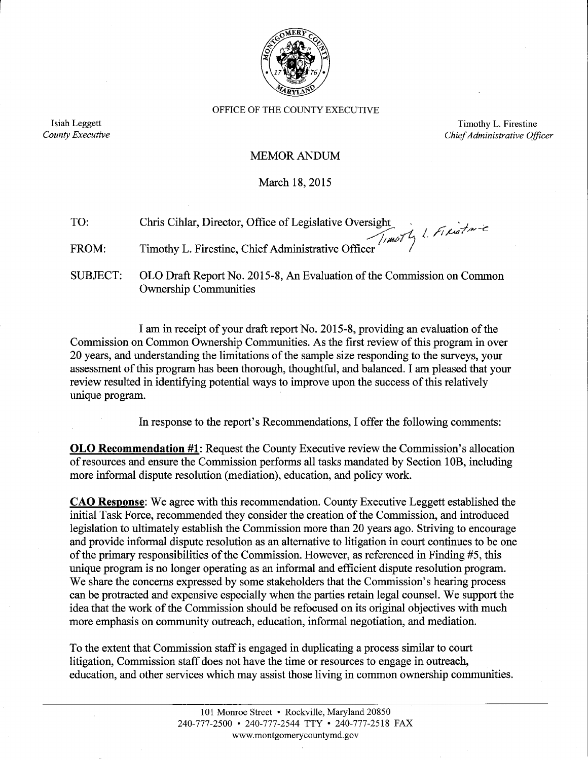OFFICE OF THE COUNTY EXECUTIVE

Isiah Leggett
*County Executive*

Timothy L. Firestine
*Chief Administrative Officer*

## MEMORANDUM

March 18, 2015

TO: Chris Cihlar, Director, Office of Legislative Oversight

FROM: Timothy L. Firestine, Chief Administrative Officer

SUBJECT: OLO Draft Report No. 2015-8, An Evaluation of the Commission on Common Ownership Communities

I am in receipt of your draft report No. 2015-8, providing an evaluation of the Commission on Common Ownership Communities. As the first review of this program in over 20 years, and understanding the limitations of the sample size responding to the surveys, your assessment of this program has been thorough, thoughtful, and balanced. I am pleased that your review resulted in identifying potential ways to improve upon the success of this relatively unique program.

In response to the report's Recommendations, I offer the following comments:

**OLO Recommendation #1**: Request the County Executive review the Commission's allocation of resources and ensure the Commission performs all tasks mandated by Section 10B, including more informal dispute resolution (mediation), education, and policy work.

**CAO Response**: We agree with this recommendation. County Executive Leggett established the initial Task Force, recommended they consider the creation of the Commission, and introduced legislation to ultimately establish the Commission more than 20 years ago. Striving to encourage and provide informal dispute resolution as an alternative to litigation in court continues to be one of the primary responsibilities of the Commission. However, as referenced in Finding #5, this unique program is no longer operating as an informal and efficient dispute resolution program. We share the concerns expressed by some stakeholders that the Commission's hearing process can be protracted and expensive especially when the parties retain legal counsel. We support the idea that the work of the Commission should be refocused on its original objectives with much more emphasis on community outreach, education, informal negotiation, and mediation.

To the extent that Commission staff is engaged in duplicating a process similar to court litigation, Commission staff does not have the time or resources to engage in outreach, education, and other services which may assist those living in common ownership communities.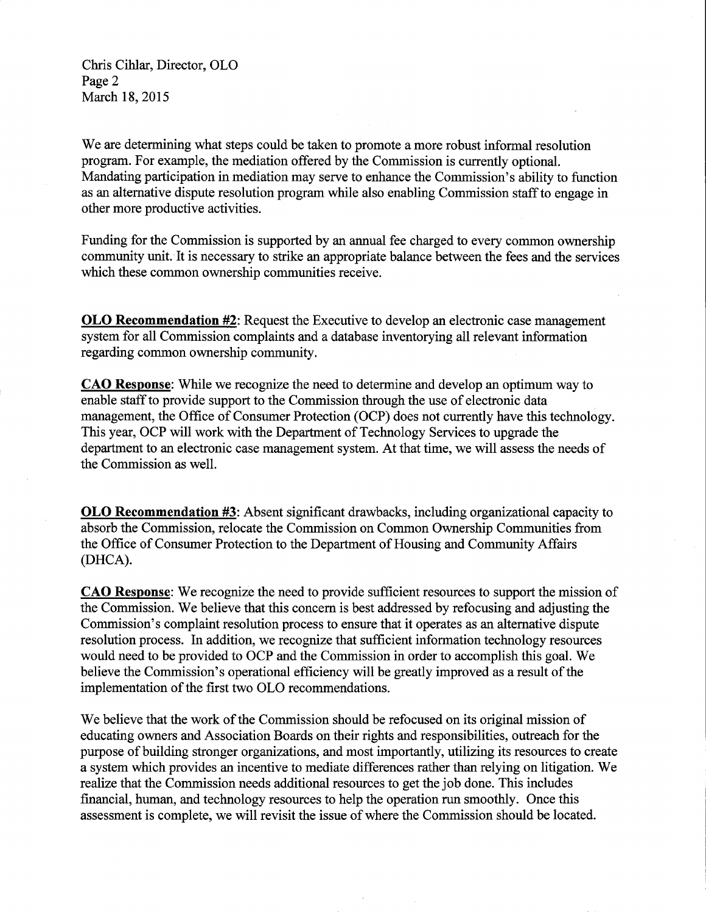We are determining what steps could be taken to promote a more robust informal resolution program. For example, the mediation offered by the Commission is currently optional. Mandating participation in mediation may serve to enhance the Commission's ability to function as an alternative dispute resolution program while also enabling Commission staff to engage in other more productive activities.

Funding for the Commission is supported by an annual fee charged to every common ownership community unit. It is necessary to strike an appropriate balance between the fees and the services which these common ownership communities receive.

**OLO Recommendation #2**: Request the Executive to develop an electronic case management system for all Commission complaints and a database inventorying all relevant information regarding common ownership community.

**CAO Response**: While we recognize the need to determine and develop an optimum way to enable staff to provide support to the Commission through the use of electronic data management, the Office of Consumer Protection (OCP) does not currently have this technology. This year, OCP will work with the Department of Technology Services to upgrade the department to an electronic case management system. At that time, we will assess the needs of the Commission as well.

**OLO Recommendation #3**: Absent significant drawbacks, including organizational capacity to absorb the Commission, relocate the Commission on Common Ownership Communities from the Office of Consumer Protection to the Department of Housing and Community Affairs (DHCA).

**CAO Response**: We recognize the need to provide sufficient resources to support the mission of the Commission. We believe that this concern is best addressed by refocusing and adjusting the Commission's complaint resolution process to ensure that it operates as an alternative dispute resolution process. In addition, we recognize that sufficient information technology resources would need to be provided to OCP and the Commission in order to accomplish this goal. We believe the Commission's operational efficiency will be greatly improved as a result of the implementation of the first two OLO recommendations.

We believe that the work of the Commission should be refocused on its original mission of educating owners and Association Boards on their rights and responsibilities, outreach for the purpose of building stronger organizations, and most importantly, utilizing its resources to create a system which provides an incentive to mediate differences rather than relying on litigation. We realize that the Commission needs additional resources to get the job done. This includes financial, human, and technology resources to help the operation run smoothly. Once this assessment is complete, we will revisit the issue of where the Commission should be located.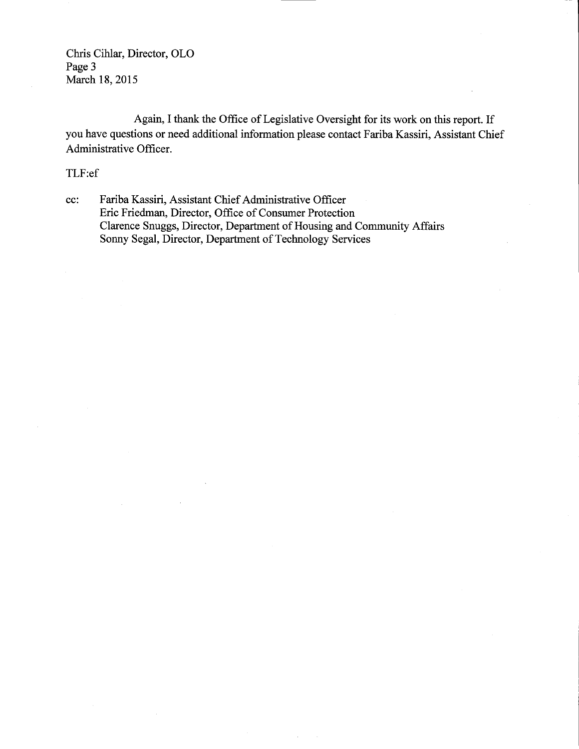Again, I thank the Office of Legislative Oversight for its work on this report. If you have questions or need additional information please contact Fariba Kassiri, Assistant Chief Administrative Officer.

TLF:ef

cc: Fariba Kassiri, Assistant Chief Administrative Officer
Eric Friedman, Director, Office of Consumer Protection
Clarence Snuggs, Director, Department of Housing and Community Affairs
Sonny Segal, Director, Department of Technology Services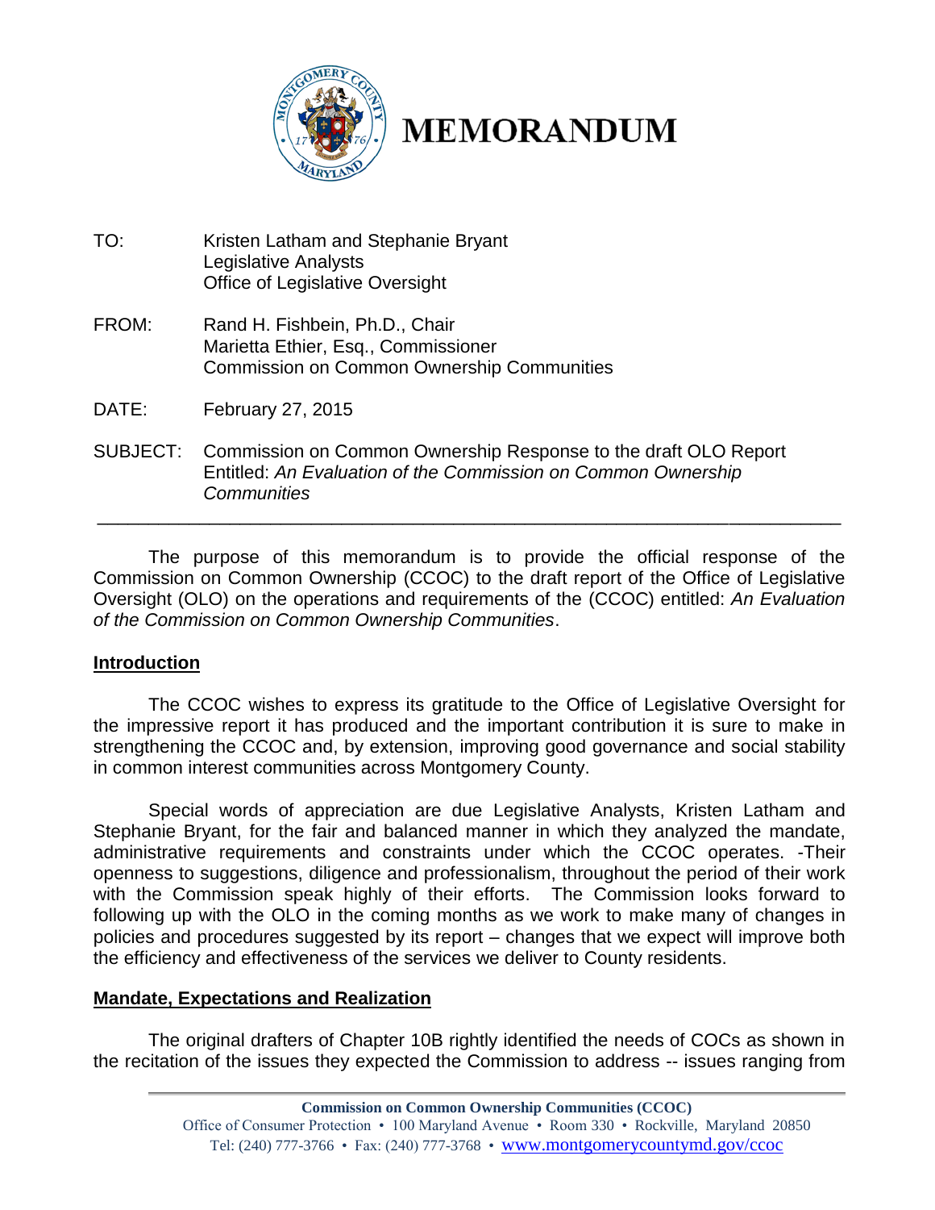# MEMORANDUM

TO: Kristen Latham and Stephanie Bryant
Legislative Analysts
Office of Legislative Oversight

FROM: Rand H. Fishbein, Ph.D., Chair
Marietta Ethier, Esq., Commissioner
Commission on Common Ownership Communities

DATE: February 27, 2015

SUBJECT: Commission on Common Ownership Response to the draft OLO Report Entitled: *An Evaluation of the Commission on Common Ownership Communities*

---

The purpose of this memorandum is to provide the official response of the Commission on Common Ownership (CCOC) to the draft report of the Office of Legislative Oversight (OLO) on the operations and requirements of the (CCOC) entitled: *An Evaluation of the Commission on Common Ownership Communities*.

## Introduction

The CCOC wishes to express its gratitude to the Office of Legislative Oversight for the impressive report it has produced and the important contribution it is sure to make in strengthening the CCOC and, by extension, improving good governance and social stability in common interest communities across Montgomery County.

Special words of appreciation are due Legislative Analysts, Kristen Latham and Stephanie Bryant, for the fair and balanced manner in which they analyzed the mandate, administrative requirements and constraints under which the CCOC operates. -Their openness to suggestions, diligence and professionalism, throughout the period of their work with the Commission speak highly of their efforts. The Commission looks forward to following up with the OLO in the coming months as we work to make many of changes in policies and procedures suggested by its report – changes that we expect will improve both the efficiency and effectiveness of the services we deliver to County residents.

## Mandate, Expectations and Realization

The original drafters of Chapter 10B rightly identified the needs of COCs as shown in the recitation of the issues they expected the Commission to address -- issues ranging from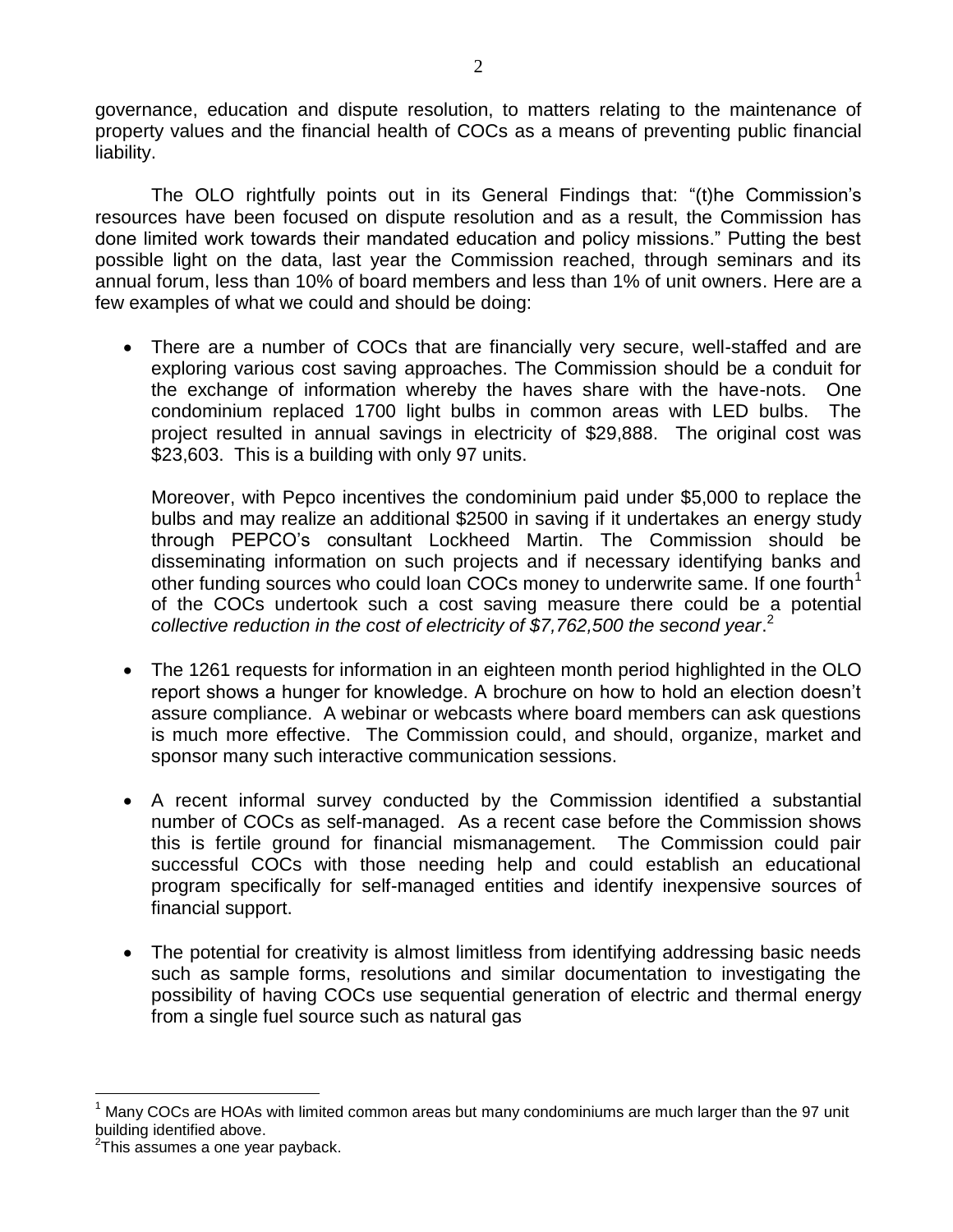governance, education and dispute resolution, to matters relating to the maintenance of property values and the financial health of COCs as a means of preventing public financial liability.

The OLO rightfully points out in its General Findings that: "(t)he Commission's resources have been focused on dispute resolution and as a result, the Commission has done limited work towards their mandated education and policy missions." Putting the best possible light on the data, last year the Commission reached, through seminars and its annual forum, less than 10% of board members and less than 1% of unit owners. Here are a few examples of what we could and should be doing:

- There are a number of COCs that are financially very secure, well-staffed and are exploring various cost saving approaches. The Commission should be a conduit for the exchange of information whereby the haves share with the have-nots. One condominium replaced 1700 light bulbs in common areas with LED bulbs. The project resulted in annual savings in electricity of $29,888. The original cost was $23,603. This is a building with only 97 units.

  Moreover, with Pepco incentives the condominium paid under $5,000 to replace the bulbs and may realize an additional $2500 in saving if it undertakes an energy study through PEPCO's consultant Lockheed Martin. The Commission should be disseminating information on such projects and if necessary identifying banks and other funding sources who could loan COCs money to underwrite same. If one fourth[1] of the COCs undertook such a cost saving measure there could be a potential *collective reduction in the cost of electricity of $7,762,500 the second year*.[2]

- The 1261 requests for information in an eighteen month period highlighted in the OLO report shows a hunger for knowledge. A brochure on how to hold an election doesn't assure compliance. A webinar or webcasts where board members can ask questions is much more effective. The Commission could, and should, organize, market and sponsor many such interactive communication sessions.

- A recent informal survey conducted by the Commission identified a substantial number of COCs as self-managed. As a recent case before the Commission shows this is fertile ground for financial mismanagement. The Commission could pair successful COCs with those needing help and could establish an educational program specifically for self-managed entities and identify inexpensive sources of financial support.

- The potential for creativity is almost limitless from identifying addressing basic needs such as sample forms, resolutions and similar documentation to investigating the possibility of having COCs use sequential generation of electric and thermal energy from a single fuel source such as natural gas

---

[1] Many COCs are HOAs with limited common areas but many condominiums are much larger than the 97 unit building identified above.

[2] This assumes a one year payback.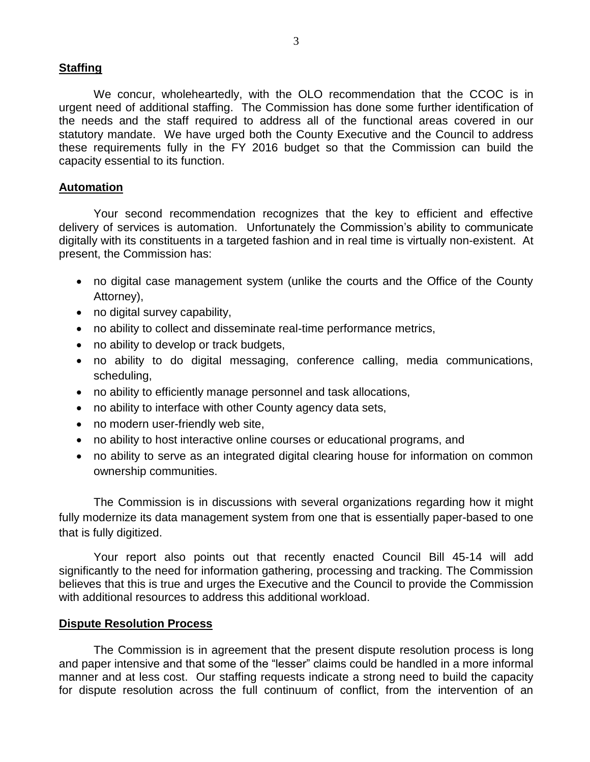## Staffing

We concur, wholeheartedly, with the OLO recommendation that the CCOC is in urgent need of additional staffing. The Commission has done some further identification of the needs and the staff required to address all of the functional areas covered in our statutory mandate. We have urged both the County Executive and the Council to address these requirements fully in the FY 2016 budget so that the Commission can build the capacity essential to its function.

## Automation

Your second recommendation recognizes that the key to efficient and effective delivery of services is automation. Unfortunately the Commission's ability to communicate digitally with its constituents in a targeted fashion and in real time is virtually non-existent. At present, the Commission has:

- no digital case management system (unlike the courts and the Office of the County Attorney),
- no digital survey capability,
- no ability to collect and disseminate real-time performance metrics,
- no ability to develop or track budgets,
- no ability to do digital messaging, conference calling, media communications, scheduling,
- no ability to efficiently manage personnel and task allocations,
- no ability to interface with other County agency data sets,
- no modern user-friendly web site,
- no ability to host interactive online courses or educational programs, and
- no ability to serve as an integrated digital clearing house for information on common ownership communities.

The Commission is in discussions with several organizations regarding how it might fully modernize its data management system from one that is essentially paper-based to one that is fully digitized.

Your report also points out that recently enacted Council Bill 45-14 will add significantly to the need for information gathering, processing and tracking. The Commission believes that this is true and urges the Executive and the Council to provide the Commission with additional resources to address this additional workload.

## Dispute Resolution Process

The Commission is in agreement that the present dispute resolution process is long and paper intensive and that some of the "lesser" claims could be handled in a more informal manner and at less cost. Our staffing requests indicate a strong need to build the capacity for dispute resolution across the full continuum of conflict, from the intervention of an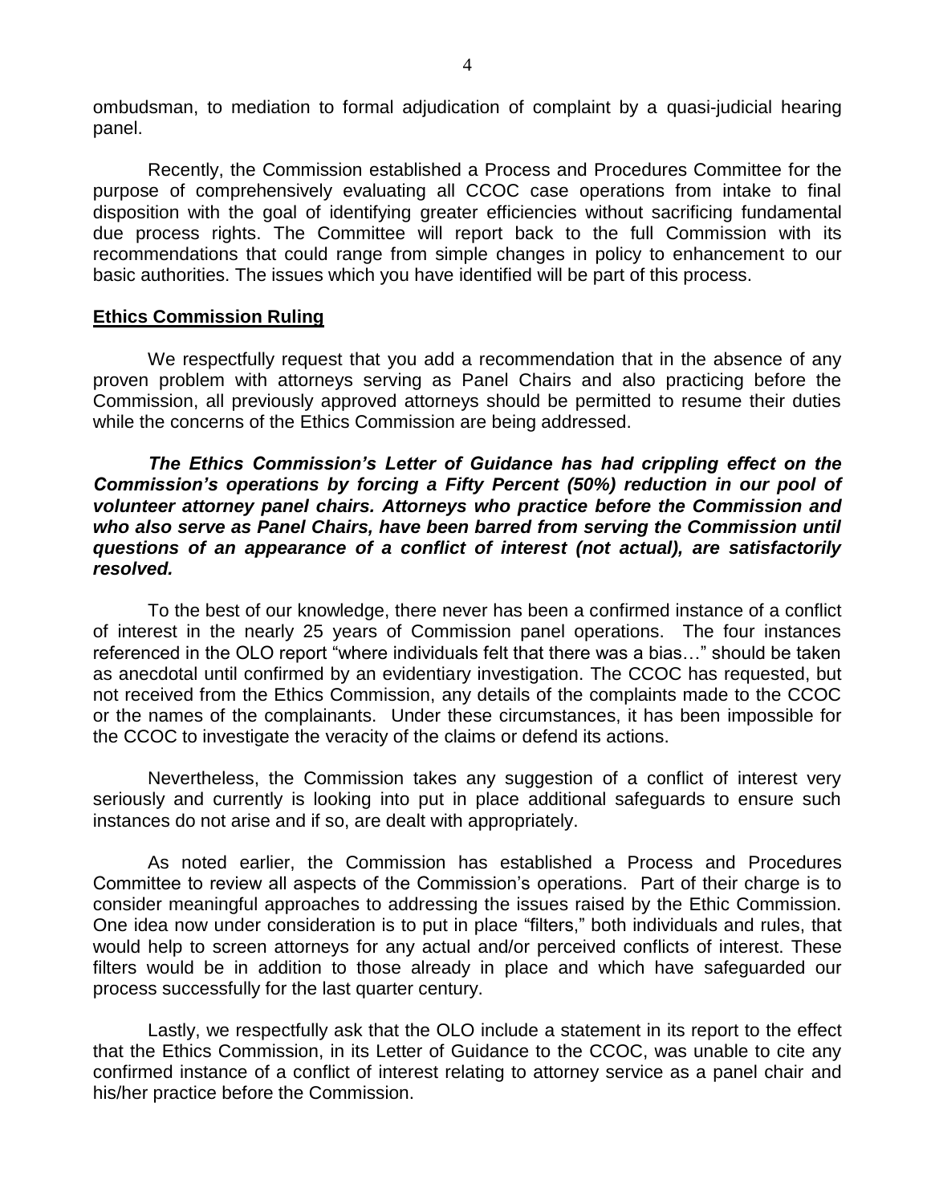ombudsman, to mediation to formal adjudication of complaint by a quasi-judicial hearing panel.

Recently, the Commission established a Process and Procedures Committee for the purpose of comprehensively evaluating all CCOC case operations from intake to final disposition with the goal of identifying greater efficiencies without sacrificing fundamental due process rights. The Committee will report back to the full Commission with its recommendations that could range from simple changes in policy to enhancement to our basic authorities. The issues which you have identified will be part of this process.

**Ethics Commission Ruling**

We respectfully request that you add a recommendation that in the absence of any proven problem with attorneys serving as Panel Chairs and also practicing before the Commission, all previously approved attorneys should be permitted to resume their duties while the concerns of the Ethics Commission are being addressed.

***The Ethics Commission's Letter of Guidance has had crippling effect on the Commission's operations by forcing a Fifty Percent (50%) reduction in our pool of volunteer attorney panel chairs. Attorneys who practice before the Commission and who also serve as Panel Chairs, have been barred from serving the Commission until questions of an appearance of a conflict of interest (not actual), are satisfactorily resolved.***

To the best of our knowledge, there never has been a confirmed instance of a conflict of interest in the nearly 25 years of Commission panel operations. The four instances referenced in the OLO report "where individuals felt that there was a bias…" should be taken as anecdotal until confirmed by an evidentiary investigation. The CCOC has requested, but not received from the Ethics Commission, any details of the complaints made to the CCOC or the names of the complainants. Under these circumstances, it has been impossible for the CCOC to investigate the veracity of the claims or defend its actions.

Nevertheless, the Commission takes any suggestion of a conflict of interest very seriously and currently is looking into put in place additional safeguards to ensure such instances do not arise and if so, are dealt with appropriately.

As noted earlier, the Commission has established a Process and Procedures Committee to review all aspects of the Commission's operations. Part of their charge is to consider meaningful approaches to addressing the issues raised by the Ethic Commission. One idea now under consideration is to put in place "filters," both individuals and rules, that would help to screen attorneys for any actual and/or perceived conflicts of interest. These filters would be in addition to those already in place and which have safeguarded our process successfully for the last quarter century.

Lastly, we respectfully ask that the OLO include a statement in its report to the effect that the Ethics Commission, in its Letter of Guidance to the CCOC, was unable to cite any confirmed instance of a conflict of interest relating to attorney service as a panel chair and his/her practice before the Commission.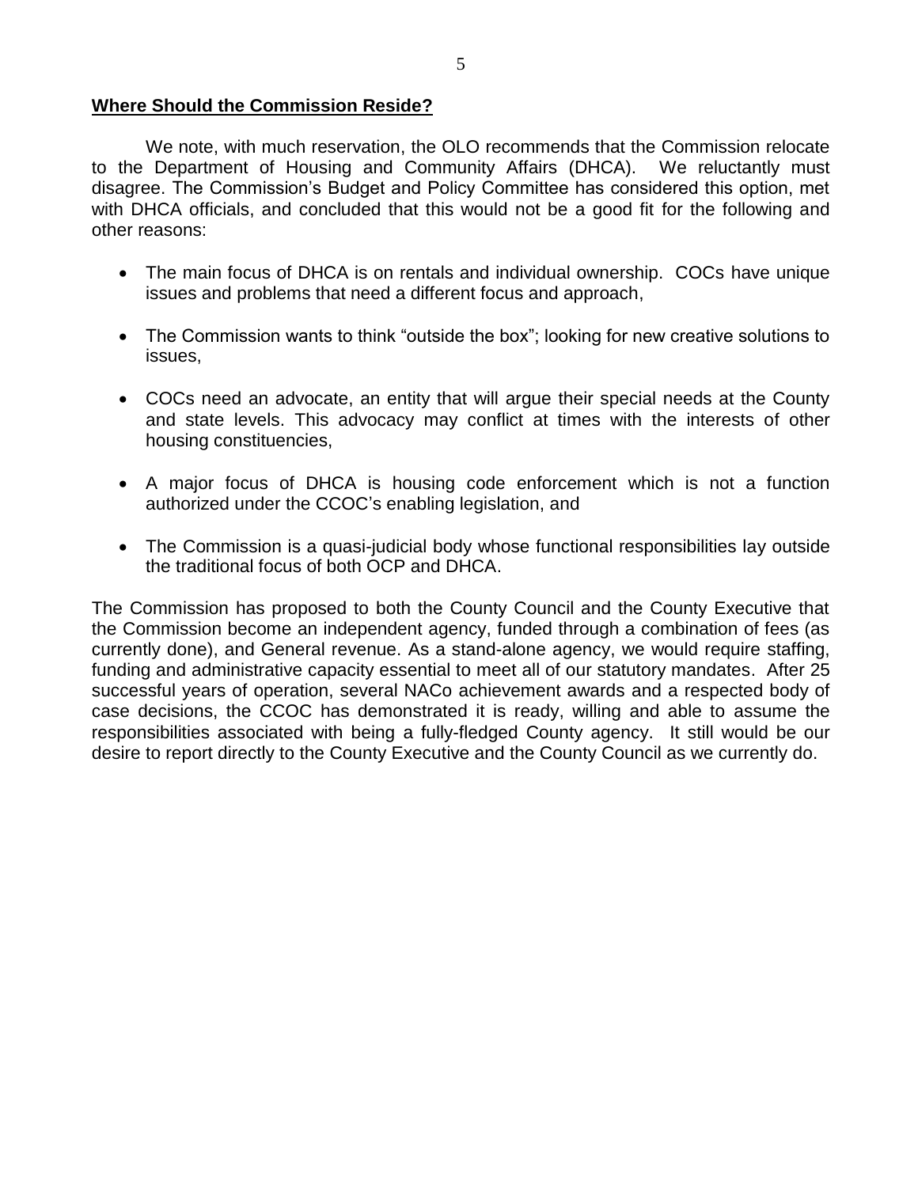**Where Should the Commission Reside?**

We note, with much reservation, the OLO recommends that the Commission relocate to the Department of Housing and Community Affairs (DHCA). We reluctantly must disagree. The Commission's Budget and Policy Committee has considered this option, met with DHCA officials, and concluded that this would not be a good fit for the following and other reasons:

- The main focus of DHCA is on rentals and individual ownership. COCs have unique issues and problems that need a different focus and approach,
- The Commission wants to think "outside the box"; looking for new creative solutions to issues,
- COCs need an advocate, an entity that will argue their special needs at the County and state levels. This advocacy may conflict at times with the interests of other housing constituencies,
- A major focus of DHCA is housing code enforcement which is not a function authorized under the CCOC's enabling legislation, and
- The Commission is a quasi-judicial body whose functional responsibilities lay outside the traditional focus of both OCP and DHCA.

The Commission has proposed to both the County Council and the County Executive that the Commission become an independent agency, funded through a combination of fees (as currently done), and General revenue. As a stand-alone agency, we would require staffing, funding and administrative capacity essential to meet all of our statutory mandates. After 25 successful years of operation, several NACo achievement awards and a respected body of case decisions, the CCOC has demonstrated it is ready, willing and able to assume the responsibilities associated with being a fully-fledged County agency. It still would be our desire to report directly to the County Executive and the County Council as we currently do.